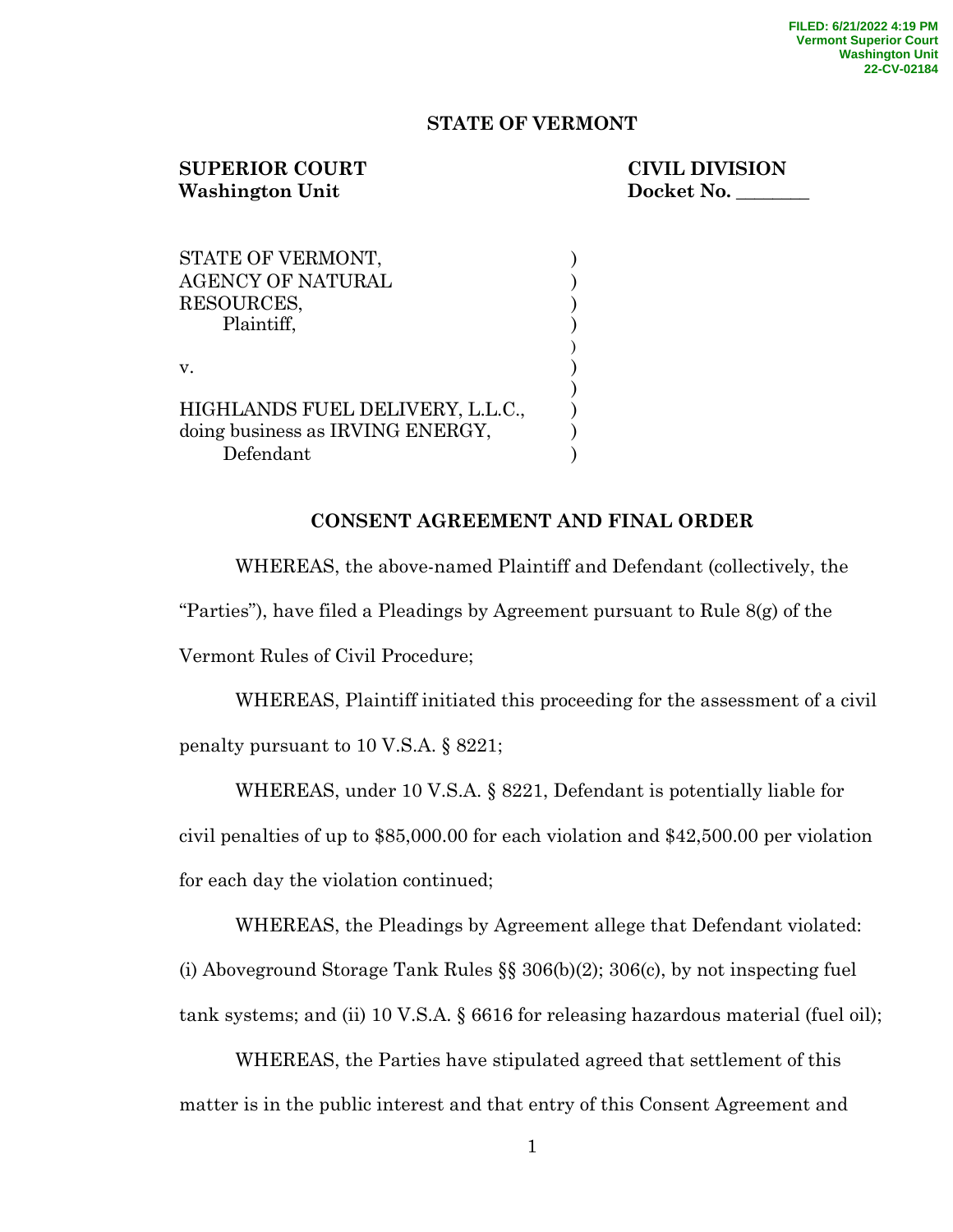FILED: 6/21/2022 4:19 PM
Vermont Superior Court
Washington Unit
22-CV-02184

**STATE OF VERMONT**

**SUPERIOR COURT**
**Washington Unit**

**CIVIL DIVISION**
**Docket No. ________**

STATE OF VERMONT,
AGENCY OF NATURAL
RESOURCES,
Plaintiff,

v.

HIGHLANDS FUEL DELIVERY, L.L.C.,
doing business as IRVING ENERGY,
Defendant

**CONSENT AGREEMENT AND FINAL ORDER**

WHEREAS, the above-named Plaintiff and Defendant (collectively, the "Parties"), have filed a Pleadings by Agreement pursuant to Rule 8(g) of the Vermont Rules of Civil Procedure;

WHEREAS, Plaintiff initiated this proceeding for the assessment of a civil penalty pursuant to 10 V.S.A. § 8221;

WHEREAS, under 10 V.S.A. § 8221, Defendant is potentially liable for civil penalties of up to $85,000.00 for each violation and $42,500.00 per violation for each day the violation continued;

WHEREAS, the Pleadings by Agreement allege that Defendant violated: (i) Aboveground Storage Tank Rules §§ 306(b)(2); 306(c), by not inspecting fuel tank systems; and (ii) 10 V.S.A. § 6616 for releasing hazardous material (fuel oil);

WHEREAS, the Parties have stipulated agreed that settlement of this matter is in the public interest and that entry of this Consent Agreement and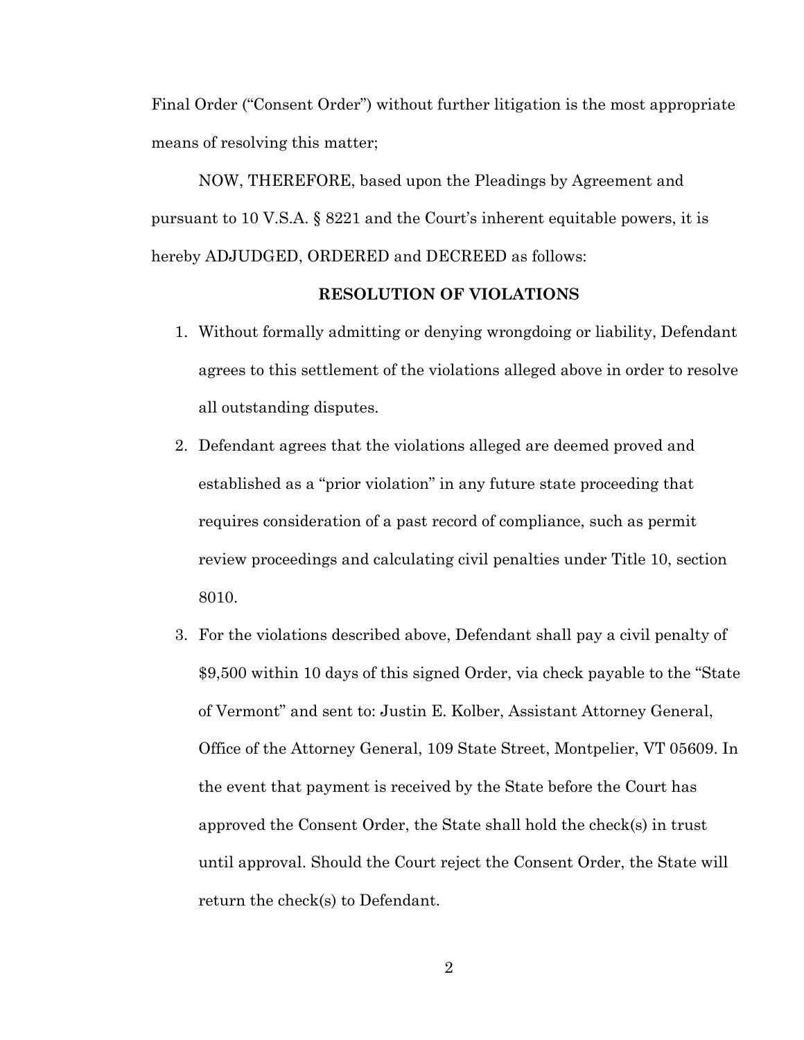Final Order ("Consent Order") without further litigation is the most appropriate means of resolving this matter;

NOW, THEREFORE, based upon the Pleadings by Agreement and pursuant to 10 V.S.A. § 8221 and the Court's inherent equitable powers, it is hereby ADJUDGED, ORDERED and DECREED as follows:

**RESOLUTION OF VIOLATIONS**

1. Without formally admitting or denying wrongdoing or liability, Defendant agrees to this settlement of the violations alleged above in order to resolve all outstanding disputes.
2. Defendant agrees that the violations alleged are deemed proved and established as a "prior violation" in any future state proceeding that requires consideration of a past record of compliance, such as permit review proceedings and calculating civil penalties under Title 10, section 8010.
3. For the violations described above, Defendant shall pay a civil penalty of $9,500 within 10 days of this signed Order, via check payable to the "State of Vermont" and sent to: Justin E. Kolber, Assistant Attorney General, Office of the Attorney General, 109 State Street, Montpelier, VT 05609. In the event that payment is received by the State before the Court has approved the Consent Order, the State shall hold the check(s) in trust until approval. Should the Court reject the Consent Order, the State will return the check(s) to Defendant.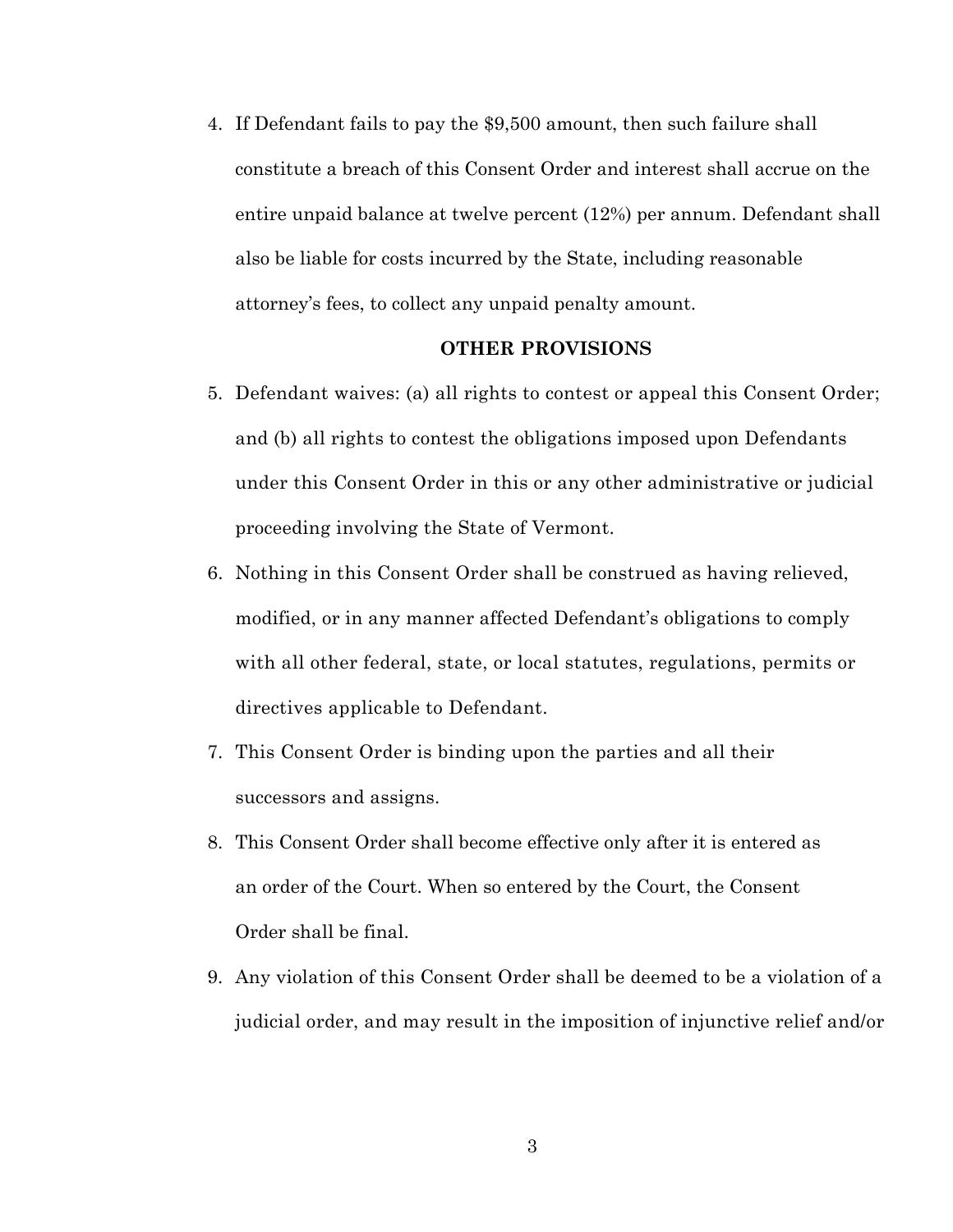4. If Defendant fails to pay the $9,500 amount, then such failure shall constitute a breach of this Consent Order and interest shall accrue on the entire unpaid balance at twelve percent (12%) per annum. Defendant shall also be liable for costs incurred by the State, including reasonable attorney's fees, to collect any unpaid penalty amount.

**OTHER PROVISIONS**

5. Defendant waives: (a) all rights to contest or appeal this Consent Order; and (b) all rights to contest the obligations imposed upon Defendants under this Consent Order in this or any other administrative or judicial proceeding involving the State of Vermont.
6. Nothing in this Consent Order shall be construed as having relieved, modified, or in any manner affected Defendant's obligations to comply with all other federal, state, or local statutes, regulations, permits or directives applicable to Defendant.
7. This Consent Order is binding upon the parties and all their successors and assigns.
8. This Consent Order shall become effective only after it is entered as an order of the Court. When so entered by the Court, the Consent Order shall be final.
9. Any violation of this Consent Order shall be deemed to be a violation of a judicial order, and may result in the imposition of injunctive relief and/or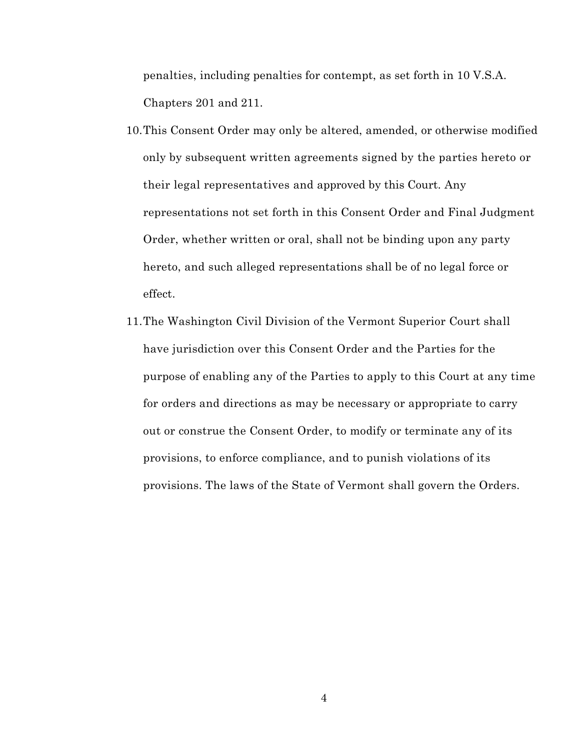penalties, including penalties for contempt, as set forth in 10 V.S.A. Chapters 201 and 211.

10. This Consent Order may only be altered, amended, or otherwise modified only by subsequent written agreements signed by the parties hereto or their legal representatives and approved by this Court. Any representations not set forth in this Consent Order and Final Judgment Order, whether written or oral, shall not be binding upon any party hereto, and such alleged representations shall be of no legal force or effect.

11. The Washington Civil Division of the Vermont Superior Court shall have jurisdiction over this Consent Order and the Parties for the purpose of enabling any of the Parties to apply to this Court at any time for orders and directions as may be necessary or appropriate to carry out or construe the Consent Order, to modify or terminate any of its provisions, to enforce compliance, and to punish violations of its provisions. The laws of the State of Vermont shall govern the Orders.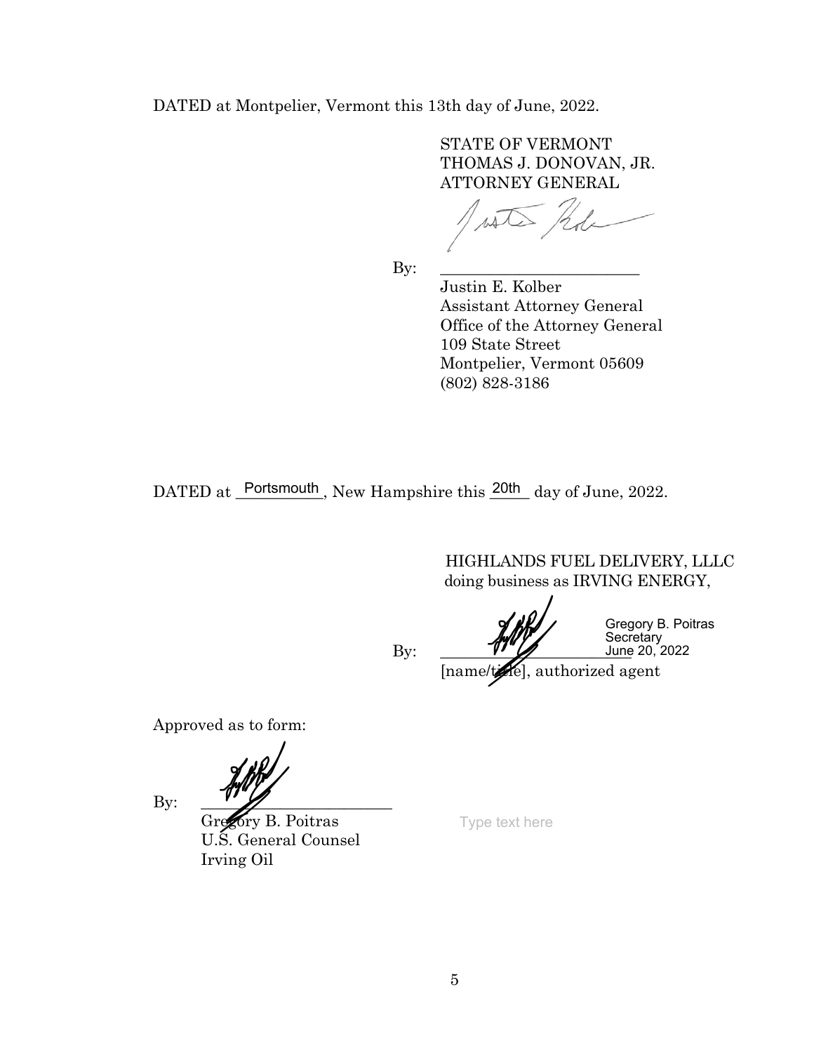DATED at Montpelier, Vermont this 13th day of June, 2022.

STATE OF VERMONT
THOMAS J. DONOVAN, JR.
ATTORNEY GENERAL

By: ________________________
Justin E. Kolber
Assistant Attorney General
Office of the Attorney General
109 State Street
Montpelier, Vermont 05609
(802) 828-3186

DATED at Portsmouth, New Hampshire this 20th day of June, 2022.

HIGHLANDS FUEL DELIVERY, LLLC
doing business as IRVING ENERGY,

By: ________________________ Gregory B. Poitras Secretary June 20, 2022
[name/title], authorized agent

Approved as to form:

By: ________________________
Gregory B. Poitras
U.S. General Counsel
Irving Oil

Type text here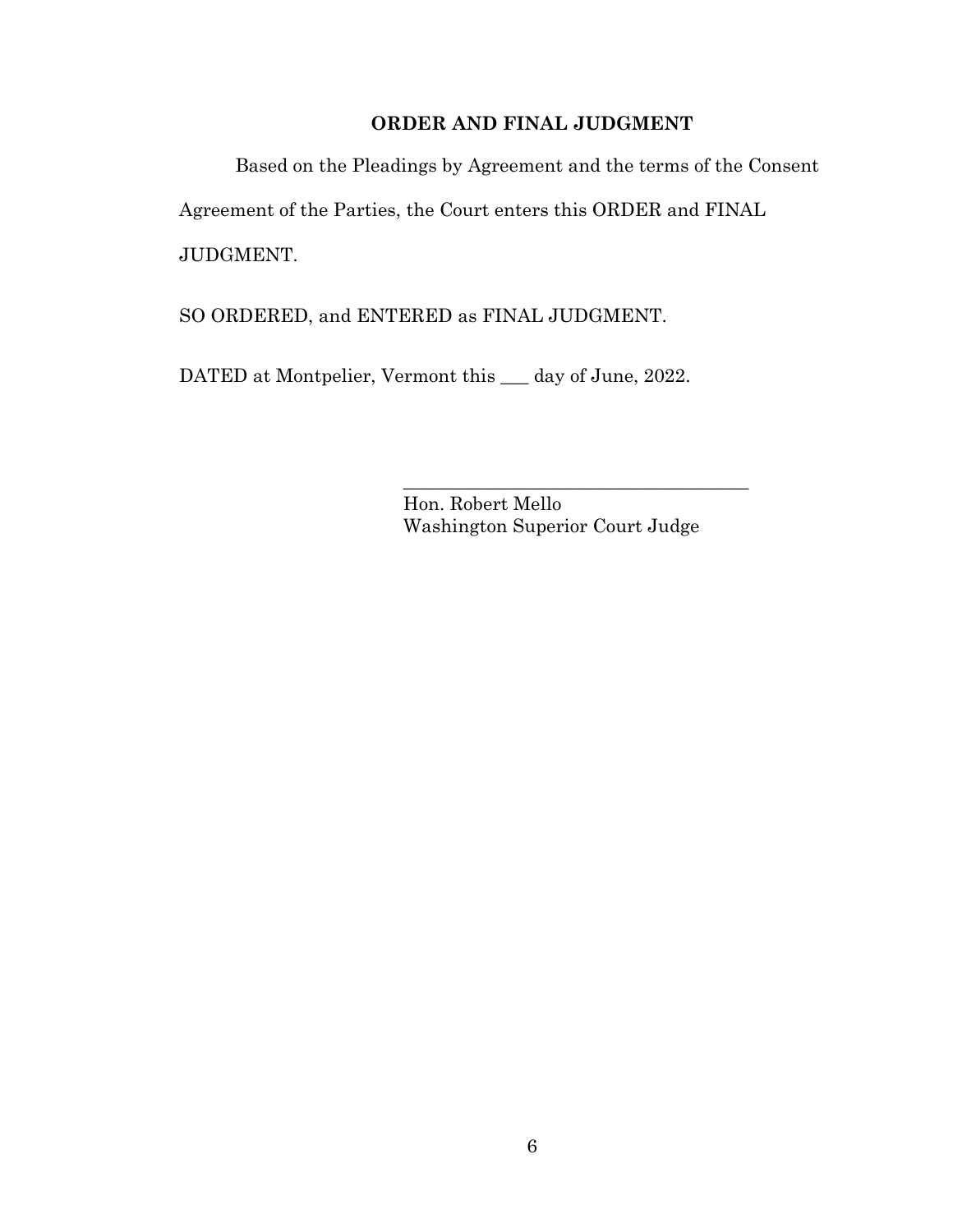**ORDER AND FINAL JUDGMENT**

Based on the Pleadings by Agreement and the terms of the Consent Agreement of the Parties, the Court enters this ORDER and FINAL JUDGMENT.

SO ORDERED, and ENTERED as FINAL JUDGMENT.

DATED at Montpelier, Vermont this ___ day of June, 2022.

\_\_\_\_\_\_\_\_\_\_\_\_\_\_\_\_\_\_\_\_\_\_\_\_\_\_\_\_\_\_\_\_\_\_\_\_\_\_\_

Hon. Robert Mello
Washington Superior Court Judge